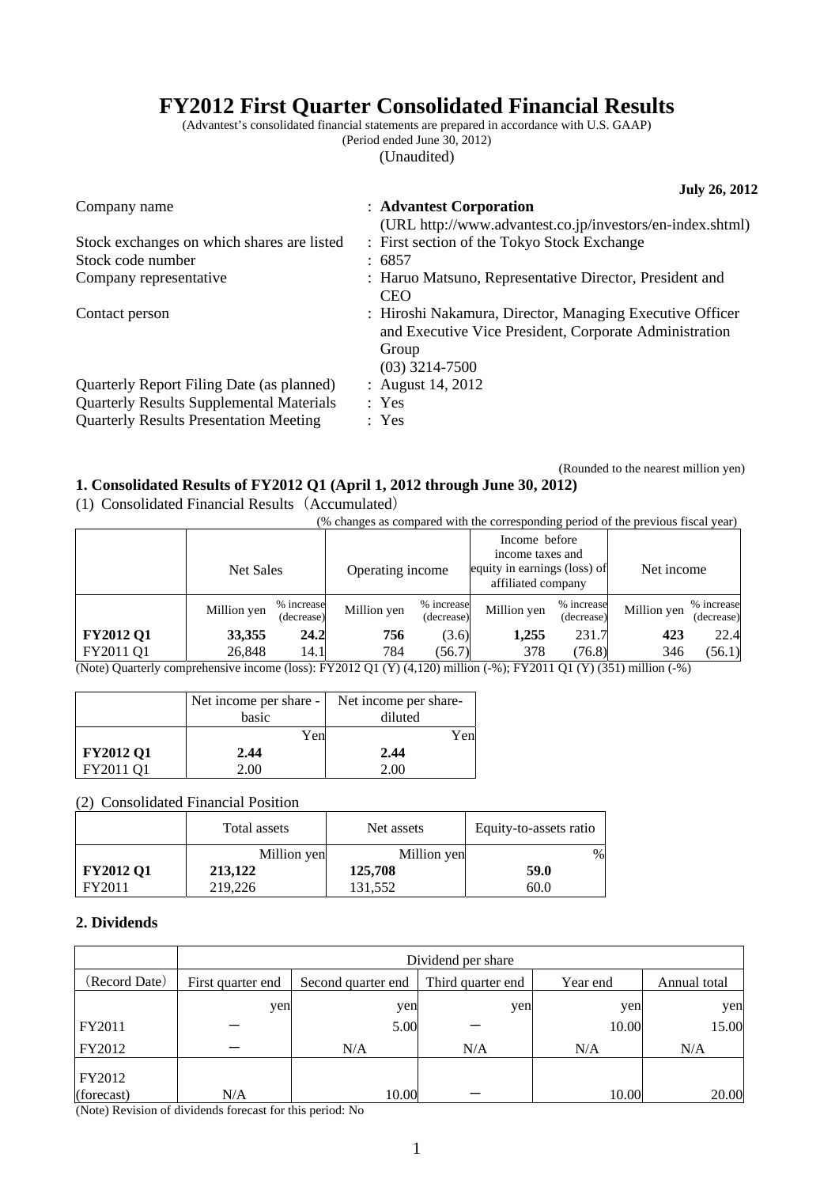# FY2012 First Quarter Consolidated Financial Results

(Advantest's consolidated financial statements are prepared in accordance with U.S. GAAP)
(Period ended June 30, 2012)
(Unaudited)

**July 26, 2012**

| | |
|---|---|
| Company name | : **Advantest Corporation** (URL http://www.advantest.co.jp/investors/en-index.shtml) |
| Stock exchanges on which shares are listed | : First section of the Tokyo Stock Exchange |
| Stock code number | : 6857 |
| Company representative | : Haruo Matsuno, Representative Director, President and CEO |
| Contact person | : Hiroshi Nakamura, Director, Managing Executive Officer and Executive Vice President, Corporate Administration Group (03) 3214-7500 |
| Quarterly Report Filing Date (as planned) | : August 14, 2012 |
| Quarterly Results Supplemental Materials | : Yes |
| Quarterly Results Presentation Meeting | : Yes |

(Rounded to the nearest million yen)

## 1. Consolidated Results of FY2012 Q1 (April 1, 2012 through June 30, 2012)

(1) Consolidated Financial Results（Accumulated）

(% changes as compared with the corresponding period of the previous fiscal year)

| | Net Sales | | Operating income | | Income before income taxes and equity in earnings (loss) of affiliated company | | Net income | |
|---|---|---|---|---|---|---|---|---|
| | Million yen | % increase (decrease) | Million yen | % increase (decrease) | Million yen | % increase (decrease) | Million yen | % increase (decrease) |
| **FY2012 Q1** | **33,355** | **24.2** | **756** | (3.6) | **1,255** | 231.7 | **423** | 22.4 |
| FY2011 Q1 | 26,848 | 14.1 | 784 | (56.7) | 378 | (76.8) | 346 | (56.1) |

(Note) Quarterly comprehensive income (loss): FY2012 Q1 (Y) (4,120) million (-%); FY2011 Q1 (Y) (351) million (-%)

| | Net income per share - basic | Net income per share- diluted |
|---|---|---|
| | Yen | Yen |
| **FY2012 Q1** | **2.44** | **2.44** |
| FY2011 Q1 | 2.00 | 2.00 |

(2) Consolidated Financial Position

| | Total assets | Net assets | Equity-to-assets ratio |
|---|---|---|---|
| | Million yen | Million yen | % |
| **FY2012 Q1** | **213,122** | **125,708** | **59.0** |
| FY2011 | 219,226 | 131,552 | 60.0 |

## 2. Dividends

| | Dividend per share | | | | |
|---|---|---|---|---|---|
| (Record Date) | First quarter end | Second quarter end | Third quarter end | Year end | Annual total |
| | yen | yen | yen | yen | yen |
| FY2011 | － | 5.00 | － | 10.00 | 15.00 |
| FY2012 | － | N/A | N/A | N/A | N/A |
| FY2012 (forecast) | N/A | 10.00 | － | 10.00 | 20.00 |

(Note) Revision of dividends forecast for this period: No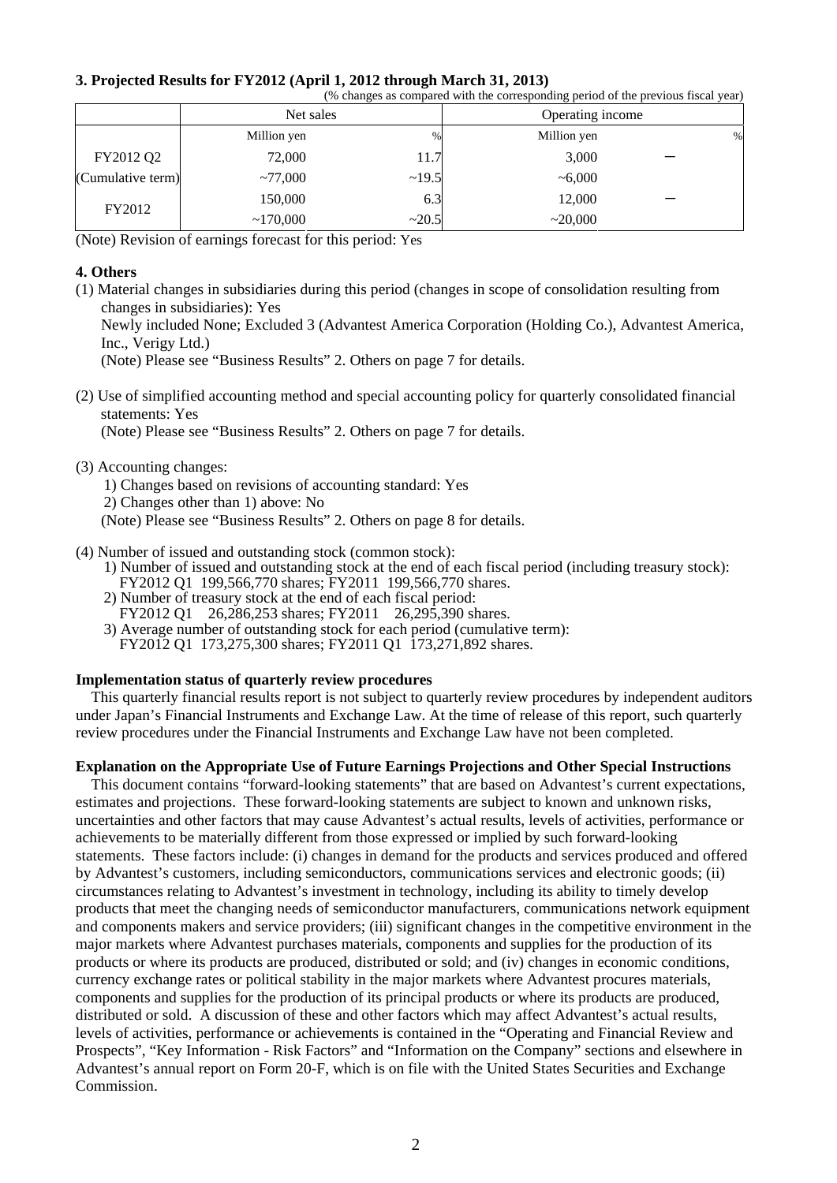### 3. Projected Results for FY2012 (April 1, 2012 through March 31, 2013)

(% changes as compared with the corresponding period of the previous fiscal year)

| | Net sales | | Operating income | |
|---|---|---|---|---|
| | Million yen | % | Million yen | % |
| FY2012 Q2 | 72,000 | 11.7 | 3,000 | ― |
| (Cumulative term) | ~77,000 | ~19.5 | ~6,000 | |
| FY2012 | 150,000 | 6.3 | 12,000 | ― |
| | ~170,000 | ~20.5 | ~20,000 | |

(Note) Revision of earnings forecast for this period: Yes

### 4. Others

(1) Material changes in subsidiaries during this period (changes in scope of consolidation resulting from changes in subsidiaries): Yes
Newly included None; Excluded 3 (Advantest America Corporation (Holding Co.), Advantest America, Inc., Verigy Ltd.)
(Note) Please see "Business Results" 2. Others on page 7 for details.

(2) Use of simplified accounting method and special accounting policy for quarterly consolidated financial statements: Yes
(Note) Please see "Business Results" 2. Others on page 7 for details.

(3) Accounting changes:
1) Changes based on revisions of accounting standard: Yes
2) Changes other than 1) above: No
(Note) Please see "Business Results" 2. Others on page 8 for details.

(4) Number of issued and outstanding stock (common stock):
1) Number of issued and outstanding stock at the end of each fiscal period (including treasury stock):
FY2012 Q1 199,566,770 shares; FY2011 199,566,770 shares.
2) Number of treasury stock at the end of each fiscal period:
FY2012 Q1 26,286,253 shares; FY2011 26,295,390 shares.
3) Average number of outstanding stock for each period (cumulative term):
FY2012 Q1 173,275,300 shares; FY2011 Q1 173,271,892 shares.

**Implementation status of quarterly review procedures**

This quarterly financial results report is not subject to quarterly review procedures by independent auditors under Japan's Financial Instruments and Exchange Law. At the time of release of this report, such quarterly review procedures under the Financial Instruments and Exchange Law have not been completed.

**Explanation on the Appropriate Use of Future Earnings Projections and Other Special Instructions**

This document contains "forward-looking statements" that are based on Advantest's current expectations, estimates and projections. These forward-looking statements are subject to known and unknown risks, uncertainties and other factors that may cause Advantest's actual results, levels of activities, performance or achievements to be materially different from those expressed or implied by such forward-looking statements. These factors include: (i) changes in demand for the products and services produced and offered by Advantest's customers, including semiconductors, communications services and electronic goods; (ii) circumstances relating to Advantest's investment in technology, including its ability to timely develop products that meet the changing needs of semiconductor manufacturers, communications network equipment and components makers and service providers; (iii) significant changes in the competitive environment in the major markets where Advantest purchases materials, components and supplies for the production of its products or where its products are produced, distributed or sold; and (iv) changes in economic conditions, currency exchange rates or political stability in the major markets where Advantest procures materials, components and supplies for the production of its principal products or where its products are produced, distributed or sold. A discussion of these and other factors which may affect Advantest's actual results, levels of activities, performance or achievements is contained in the "Operating and Financial Review and Prospects", "Key Information - Risk Factors" and "Information on the Company" sections and elsewhere in Advantest's annual report on Form 20-F, which is on file with the United States Securities and Exchange Commission.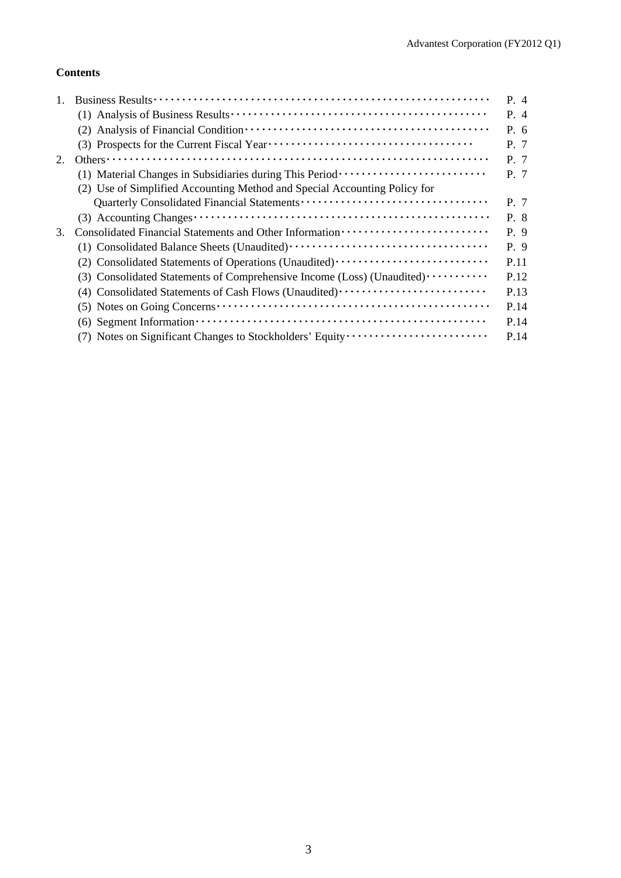**Contents**

1. Business Results ········································································ P. 4
   (1) Analysis of Business Results ························································ P. 4
   (2) Analysis of Financial Condition ······················································ P. 6
   (3) Prospects for the Current Fiscal Year ················································ P. 7
2. Others ························································································ P. 7
   (1) Material Changes in Subsidiaries during This Period ······························· P. 7
   (2) Use of Simplified Accounting Method and Special Accounting Policy for Quarterly Consolidated Financial Statements ······························· P. 7
   (3) Accounting Changes ································································· P. 8
3. Consolidated Financial Statements and Other Information ······························ P. 9
   (1) Consolidated Balance Sheets (Unaudited) ············································ P. 9
   (2) Consolidated Statements of Operations (Unaudited) ································ P.11
   (3) Consolidated Statements of Comprehensive Income (Loss) (Unaudited) ·············· P.12
   (4) Consolidated Statements of Cash Flows (Unaudited) ································ P.13
   (5) Notes on Going Concerns ····························································· P.14
   (6) Segment Information ································································· P.14
   (7) Notes on Significant Changes to Stockholders' Equity ······························ P.14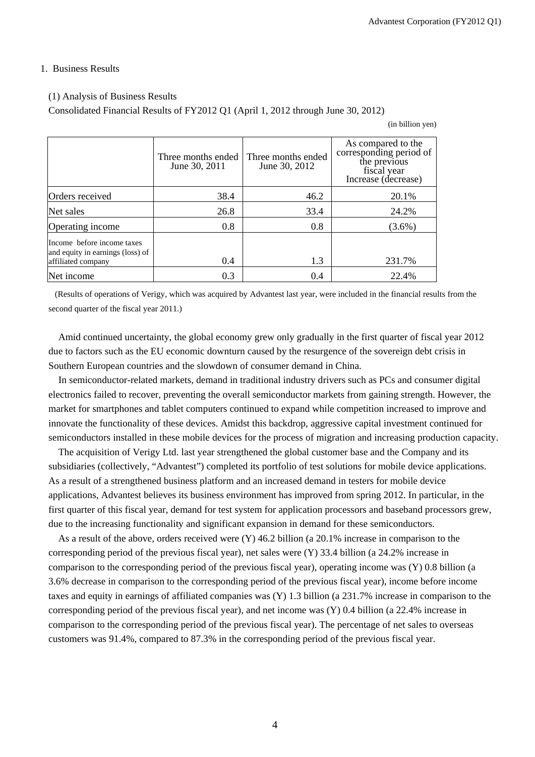## 1. Business Results

### (1) Analysis of Business Results

Consolidated Financial Results of FY2012 Q1 (April 1, 2012 through June 30, 2012)

(in billion yen)

| | Three months ended June 30, 2011 | Three months ended June 30, 2012 | As compared to the corresponding period of the previous fiscal year Increase (decrease) |
|---|---|---|---|
| Orders received | 38.4 | 46.2 | 20.1% |
| Net sales | 26.8 | 33.4 | 24.2% |
| Operating income | 0.8 | 0.8 | (3.6%) |
| Income before income taxes and equity in earnings (loss) of affiliated company | 0.4 | 1.3 | 231.7% |
| Net income | 0.3 | 0.4 | 22.4% |

(Results of operations of Verigy, which was acquired by Advantest last year, were included in the financial results from the second quarter of the fiscal year 2011.)

Amid continued uncertainty, the global economy grew only gradually in the first quarter of fiscal year 2012 due to factors such as the EU economic downturn caused by the resurgence of the sovereign debt crisis in Southern European countries and the slowdown of consumer demand in China.

In semiconductor-related markets, demand in traditional industry drivers such as PCs and consumer digital electronics failed to recover, preventing the overall semiconductor markets from gaining strength. However, the market for smartphones and tablet computers continued to expand while competition increased to improve and innovate the functionality of these devices. Amidst this backdrop, aggressive capital investment continued for semiconductors installed in these mobile devices for the process of migration and increasing production capacity.

The acquisition of Verigy Ltd. last year strengthened the global customer base and the Company and its subsidiaries (collectively, "Advantest") completed its portfolio of test solutions for mobile device applications. As a result of a strengthened business platform and an increased demand in testers for mobile device applications, Advantest believes its business environment has improved from spring 2012. In particular, in the first quarter of this fiscal year, demand for test system for application processors and baseband processors grew, due to the increasing functionality and significant expansion in demand for these semiconductors.

As a result of the above, orders received were (Y) 46.2 billion (a 20.1% increase in comparison to the corresponding period of the previous fiscal year), net sales were (Y) 33.4 billion (a 24.2% increase in comparison to the corresponding period of the previous fiscal year), operating income was (Y) 0.8 billion (a 3.6% decrease in comparison to the corresponding period of the previous fiscal year), income before income taxes and equity in earnings of affiliated companies was (Y) 1.3 billion (a 231.7% increase in comparison to the corresponding period of the previous fiscal year), and net income was (Y) 0.4 billion (a 22.4% increase in comparison to the corresponding period of the previous fiscal year). The percentage of net sales to overseas customers was 91.4%, compared to 87.3% in the corresponding period of the previous fiscal year.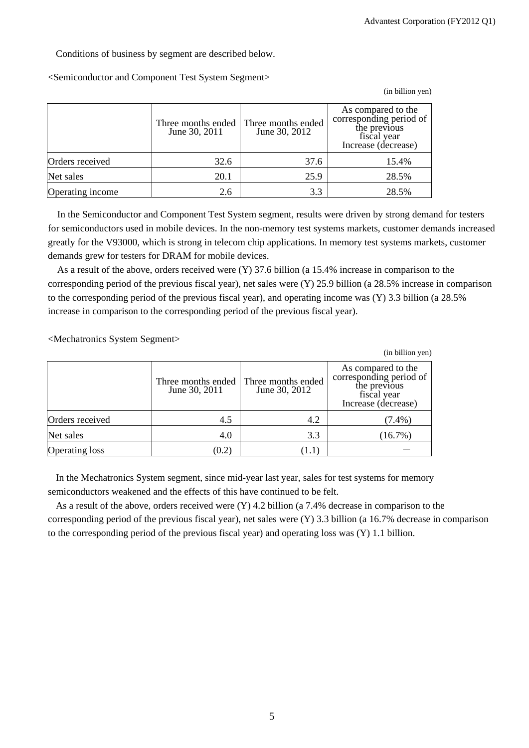Conditions of business by segment are described below.

<Semiconductor and Component Test System Segment>

(in billion yen)

| | Three months ended June 30, 2011 | Three months ended June 30, 2012 | As compared to the corresponding period of the previous fiscal year Increase (decrease) |
|---|---|---|---|
| Orders received | 32.6 | 37.6 | 15.4% |
| Net sales | 20.1 | 25.9 | 28.5% |
| Operating income | 2.6 | 3.3 | 28.5% |

In the Semiconductor and Component Test System segment, results were driven by strong demand for testers for semiconductors used in mobile devices. In the non-memory test systems markets, customer demands increased greatly for the V93000, which is strong in telecom chip applications. In memory test systems markets, customer demands grew for testers for DRAM for mobile devices.

As a result of the above, orders received were (Y) 37.6 billion (a 15.4% increase in comparison to the corresponding period of the previous fiscal year), net sales were (Y) 25.9 billion (a 28.5% increase in comparison to the corresponding period of the previous fiscal year), and operating income was (Y) 3.3 billion (a 28.5% increase in comparison to the corresponding period of the previous fiscal year).

<Mechatronics System Segment>

(in billion yen)

| | Three months ended June 30, 2011 | Three months ended June 30, 2012 | As compared to the corresponding period of the previous fiscal year Increase (decrease) |
|---|---|---|---|
| Orders received | 4.5 | 4.2 | (7.4%) |
| Net sales | 4.0 | 3.3 | (16.7%) |
| Operating loss | (0.2) | (1.1) | — |

In the Mechatronics System segment, since mid-year last year, sales for test systems for memory semiconductors weakened and the effects of this have continued to be felt.

As a result of the above, orders received were (Y) 4.2 billion (a 7.4% decrease in comparison to the corresponding period of the previous fiscal year), net sales were (Y) 3.3 billion (a 16.7% decrease in comparison to the corresponding period of the previous fiscal year) and operating loss was (Y) 1.1 billion.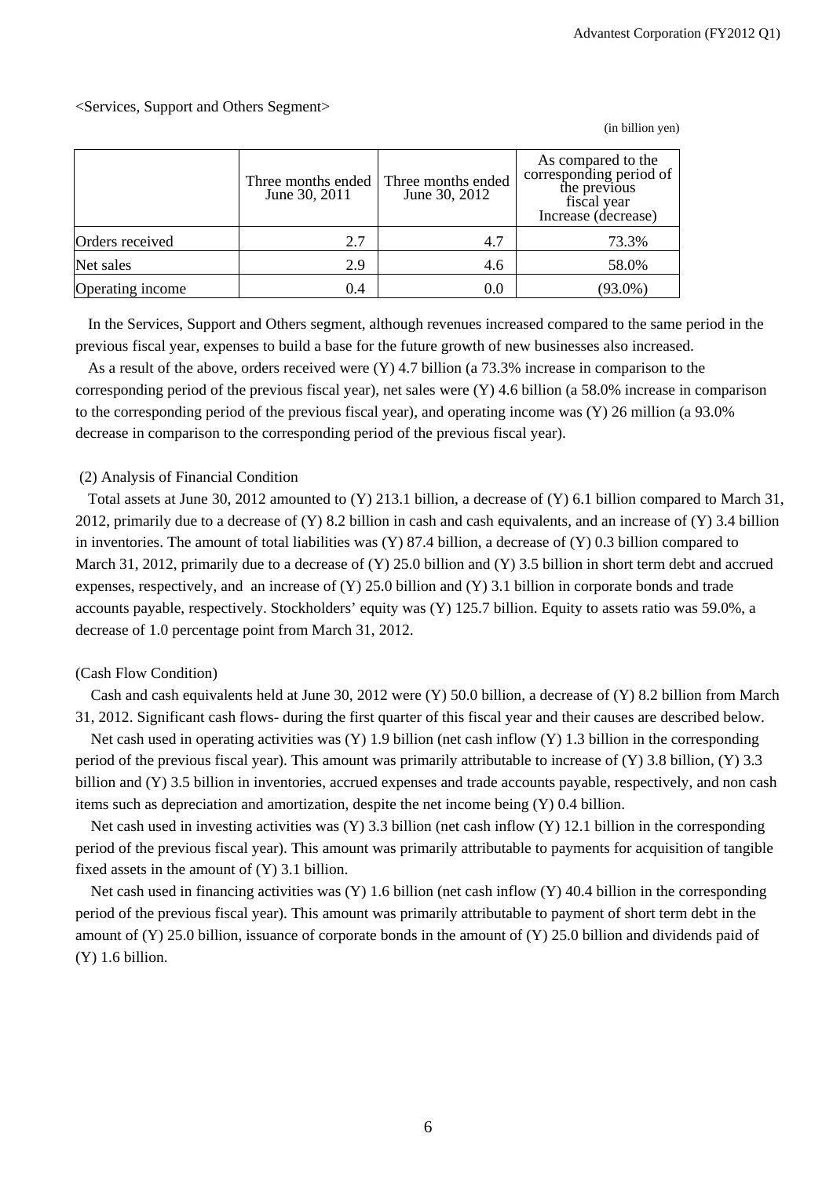<Services, Support and Others Segment>

(in billion yen)

| | Three months ended June 30, 2011 | Three months ended June 30, 2012 | As compared to the corresponding period of the previous fiscal year Increase (decrease) |
|---|---|---|---|
| Orders received | 2.7 | 4.7 | 73.3% |
| Net sales | 2.9 | 4.6 | 58.0% |
| Operating income | 0.4 | 0.0 | (93.0%) |

In the Services, Support and Others segment, although revenues increased compared to the same period in the previous fiscal year, expenses to build a base for the future growth of new businesses also increased.

As a result of the above, orders received were (Y) 4.7 billion (a 73.3% increase in comparison to the corresponding period of the previous fiscal year), net sales were (Y) 4.6 billion (a 58.0% increase in comparison to the corresponding period of the previous fiscal year), and operating income was (Y) 26 million (a 93.0% decrease in comparison to the corresponding period of the previous fiscal year).

(2) Analysis of Financial Condition

Total assets at June 30, 2012 amounted to (Y) 213.1 billion, a decrease of (Y) 6.1 billion compared to March 31, 2012, primarily due to a decrease of (Y) 8.2 billion in cash and cash equivalents, and an increase of (Y) 3.4 billion in inventories. The amount of total liabilities was (Y) 87.4 billion, a decrease of (Y) 0.3 billion compared to March 31, 2012, primarily due to a decrease of (Y) 25.0 billion and (Y) 3.5 billion in short term debt and accrued expenses, respectively, and an increase of (Y) 25.0 billion and (Y) 3.1 billion in corporate bonds and trade accounts payable, respectively. Stockholders' equity was (Y) 125.7 billion. Equity to assets ratio was 59.0%, a decrease of 1.0 percentage point from March 31, 2012.

(Cash Flow Condition)

Cash and cash equivalents held at June 30, 2012 were (Y) 50.0 billion, a decrease of (Y) 8.2 billion from March 31, 2012. Significant cash flows- during the first quarter of this fiscal year and their causes are described below.

Net cash used in operating activities was (Y) 1.9 billion (net cash inflow (Y) 1.3 billion in the corresponding period of the previous fiscal year). This amount was primarily attributable to increase of (Y) 3.8 billion, (Y) 3.3 billion and (Y) 3.5 billion in inventories, accrued expenses and trade accounts payable, respectively, and non cash items such as depreciation and amortization, despite the net income being (Y) 0.4 billion.

Net cash used in investing activities was (Y) 3.3 billion (net cash inflow (Y) 12.1 billion in the corresponding period of the previous fiscal year). This amount was primarily attributable to payments for acquisition of tangible fixed assets in the amount of (Y) 3.1 billion.

Net cash used in financing activities was (Y) 1.6 billion (net cash inflow (Y) 40.4 billion in the corresponding period of the previous fiscal year). This amount was primarily attributable to payment of short term debt in the amount of (Y) 25.0 billion, issuance of corporate bonds in the amount of (Y) 25.0 billion and dividends paid of (Y) 1.6 billion.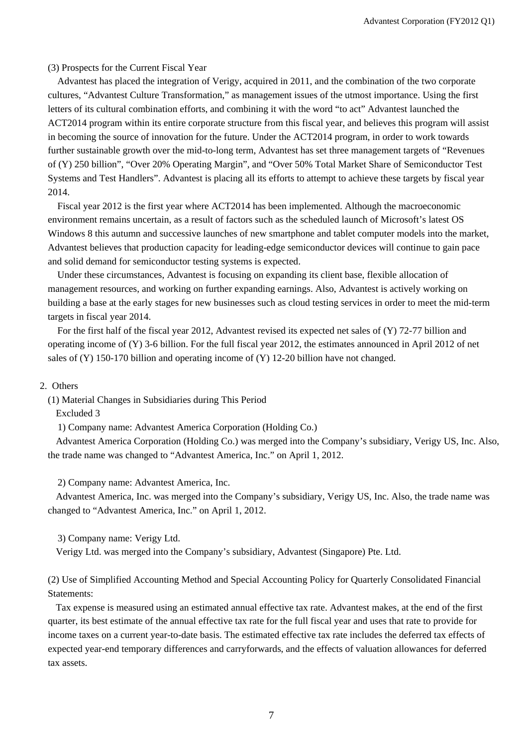(3) Prospects for the Current Fiscal Year

Advantest has placed the integration of Verigy, acquired in 2011, and the combination of the two corporate cultures, "Advantest Culture Transformation," as management issues of the utmost importance. Using the first letters of its cultural combination efforts, and combining it with the word "to act" Advantest launched the ACT2014 program within its entire corporate structure from this fiscal year, and believes this program will assist in becoming the source of innovation for the future. Under the ACT2014 program, in order to work towards further sustainable growth over the mid-to-long term, Advantest has set three management targets of "Revenues of (Y) 250 billion", "Over 20% Operating Margin", and "Over 50% Total Market Share of Semiconductor Test Systems and Test Handlers". Advantest is placing all its efforts to attempt to achieve these targets by fiscal year 2014.

Fiscal year 2012 is the first year where ACT2014 has been implemented. Although the macroeconomic environment remains uncertain, as a result of factors such as the scheduled launch of Microsoft's latest OS Windows 8 this autumn and successive launches of new smartphone and tablet computer models into the market, Advantest believes that production capacity for leading-edge semiconductor devices will continue to gain pace and solid demand for semiconductor testing systems is expected.

Under these circumstances, Advantest is focusing on expanding its client base, flexible allocation of management resources, and working on further expanding earnings. Also, Advantest is actively working on building a base at the early stages for new businesses such as cloud testing services in order to meet the mid-term targets in fiscal year 2014.

For the first half of the fiscal year 2012, Advantest revised its expected net sales of (Y) 72-77 billion and operating income of (Y) 3-6 billion. For the full fiscal year 2012, the estimates announced in April 2012 of net sales of (Y) 150-170 billion and operating income of (Y) 12-20 billion have not changed.

2. Others

(1) Material Changes in Subsidiaries during This Period

Excluded 3

1) Company name: Advantest America Corporation (Holding Co.)

Advantest America Corporation (Holding Co.) was merged into the Company's subsidiary, Verigy US, Inc. Also, the trade name was changed to "Advantest America, Inc." on April 1, 2012.

2) Company name: Advantest America, Inc.

Advantest America, Inc. was merged into the Company's subsidiary, Verigy US, Inc. Also, the trade name was changed to "Advantest America, Inc." on April 1, 2012.

3) Company name: Verigy Ltd.

Verigy Ltd. was merged into the Company's subsidiary, Advantest (Singapore) Pte. Ltd.

(2) Use of Simplified Accounting Method and Special Accounting Policy for Quarterly Consolidated Financial Statements:

Tax expense is measured using an estimated annual effective tax rate. Advantest makes, at the end of the first quarter, its best estimate of the annual effective tax rate for the full fiscal year and uses that rate to provide for income taxes on a current year-to-date basis. The estimated effective tax rate includes the deferred tax effects of expected year-end temporary differences and carryforwards, and the effects of valuation allowances for deferred tax assets.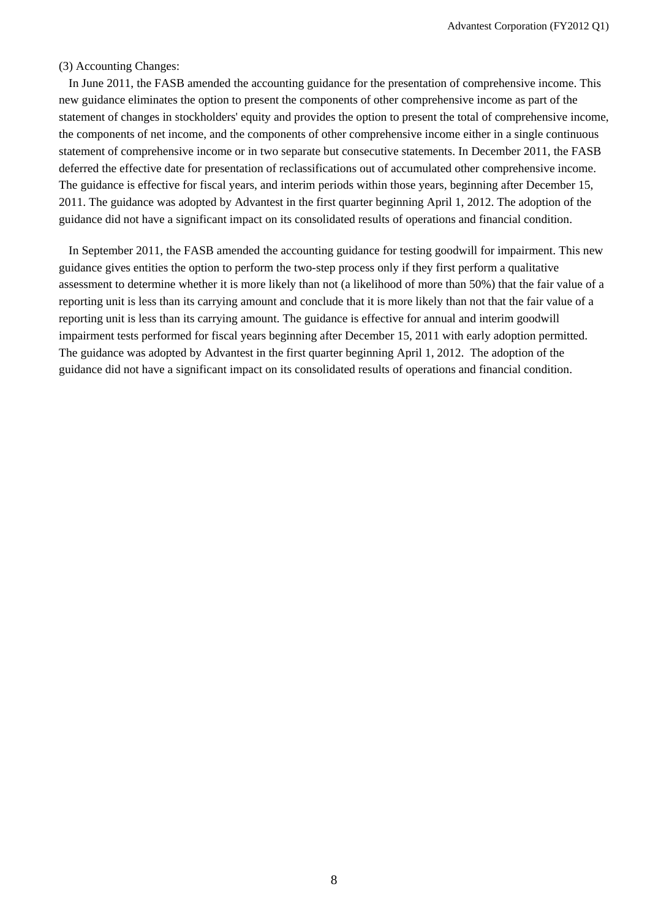(3) Accounting Changes:

In June 2011, the FASB amended the accounting guidance for the presentation of comprehensive income. This new guidance eliminates the option to present the components of other comprehensive income as part of the statement of changes in stockholders' equity and provides the option to present the total of comprehensive income, the components of net income, and the components of other comprehensive income either in a single continuous statement of comprehensive income or in two separate but consecutive statements. In December 2011, the FASB deferred the effective date for presentation of reclassifications out of accumulated other comprehensive income. The guidance is effective for fiscal years, and interim periods within those years, beginning after December 15, 2011. The guidance was adopted by Advantest in the first quarter beginning April 1, 2012. The adoption of the guidance did not have a significant impact on its consolidated results of operations and financial condition.

In September 2011, the FASB amended the accounting guidance for testing goodwill for impairment. This new guidance gives entities the option to perform the two-step process only if they first perform a qualitative assessment to determine whether it is more likely than not (a likelihood of more than 50%) that the fair value of a reporting unit is less than its carrying amount and conclude that it is more likely than not that the fair value of a reporting unit is less than its carrying amount. The guidance is effective for annual and interim goodwill impairment tests performed for fiscal years beginning after December 15, 2011 with early adoption permitted. The guidance was adopted by Advantest in the first quarter beginning April 1, 2012. The adoption of the guidance did not have a significant impact on its consolidated results of operations and financial condition.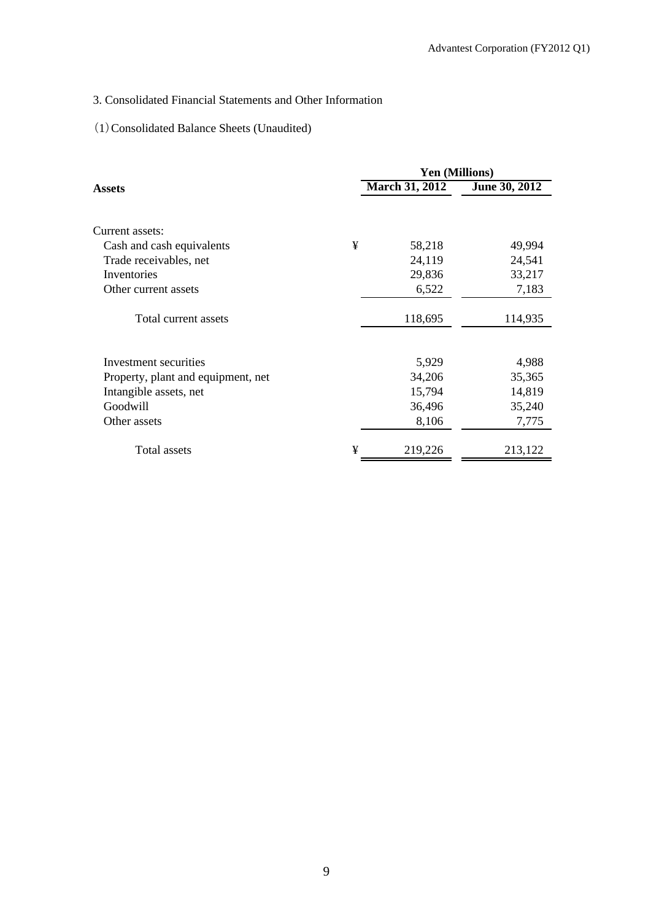## 3. Consolidated Financial Statements and Other Information

### (1) Consolidated Balance Sheets (Unaudited)

| Assets | | Yen (Millions) | |
|---|---|---|---|
| | | March 31, 2012 | June 30, 2012 |
| Current assets: | | | |
| Cash and cash equivalents | ¥ | 58,218 | 49,994 |
| Trade receivables, net | | 24,119 | 24,541 |
| Inventories | | 29,836 | 33,217 |
| Other current assets | | 6,522 | 7,183 |
| Total current assets | | 118,695 | 114,935 |
| Investment securities | | 5,929 | 4,988 |
| Property, plant and equipment, net | | 34,206 | 35,365 |
| Intangible assets, net | | 15,794 | 14,819 |
| Goodwill | | 36,496 | 35,240 |
| Other assets | | 8,106 | 7,775 |
| Total assets | ¥ | 219,226 | 213,122 |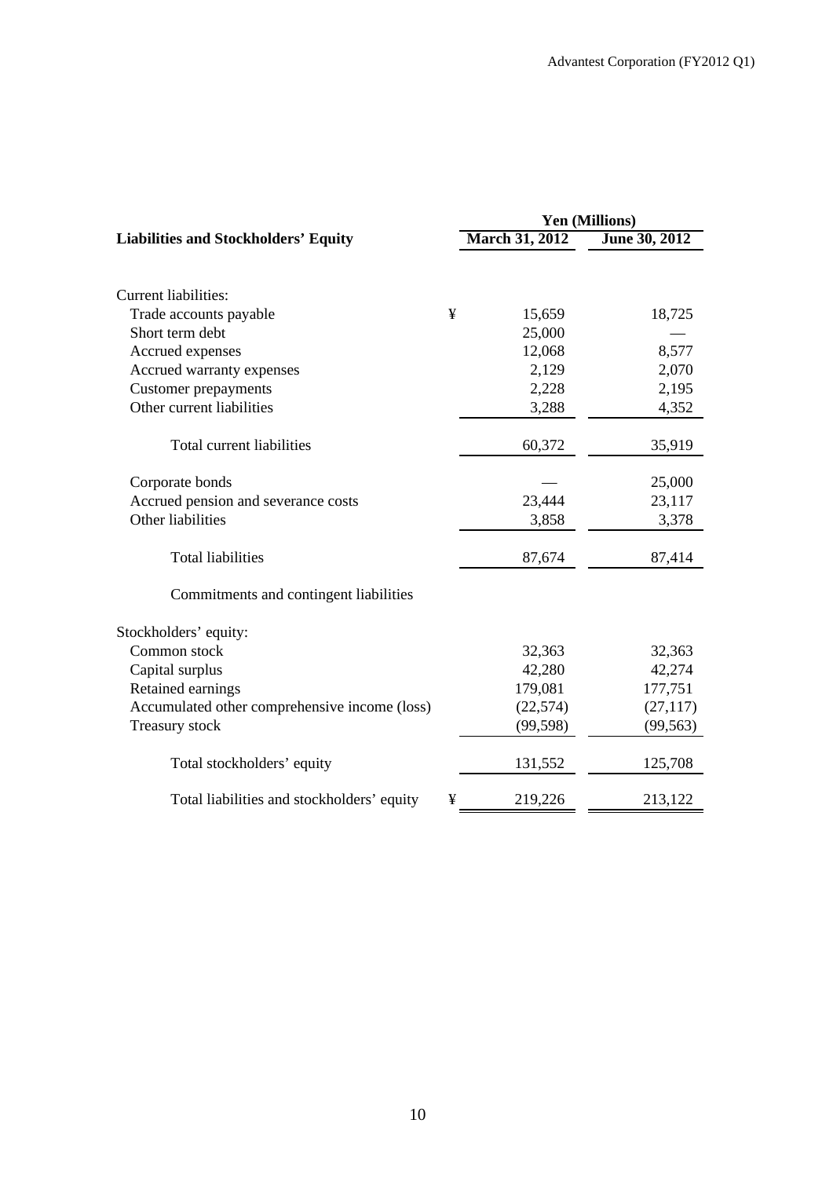| Liabilities and Stockholders' Equity | | Yen (Millions) | |
|---|---|---|---|
| | | March 31, 2012 | June 30, 2012 |
| Current liabilities: | | | |
| Trade accounts payable | ¥ | 15,659 | 18,725 |
| Short term debt | | 25,000 | — |
| Accrued expenses | | 12,068 | 8,577 |
| Accrued warranty expenses | | 2,129 | 2,070 |
| Customer prepayments | | 2,228 | 2,195 |
| Other current liabilities | | 3,288 | 4,352 |
| Total current liabilities | | 60,372 | 35,919 |
| Corporate bonds | | — | 25,000 |
| Accrued pension and severance costs | | 23,444 | 23,117 |
| Other liabilities | | 3,858 | 3,378 |
| Total liabilities | | 87,674 | 87,414 |
| Commitments and contingent liabilities | | | |
| Stockholders' equity: | | | |
| Common stock | | 32,363 | 32,363 |
| Capital surplus | | 42,280 | 42,274 |
| Retained earnings | | 179,081 | 177,751 |
| Accumulated other comprehensive income (loss) | | (22,574) | (27,117) |
| Treasury stock | | (99,598) | (99,563) |
| Total stockholders' equity | | 131,552 | 125,708 |
| Total liabilities and stockholders' equity | ¥ | 219,226 | 213,122 |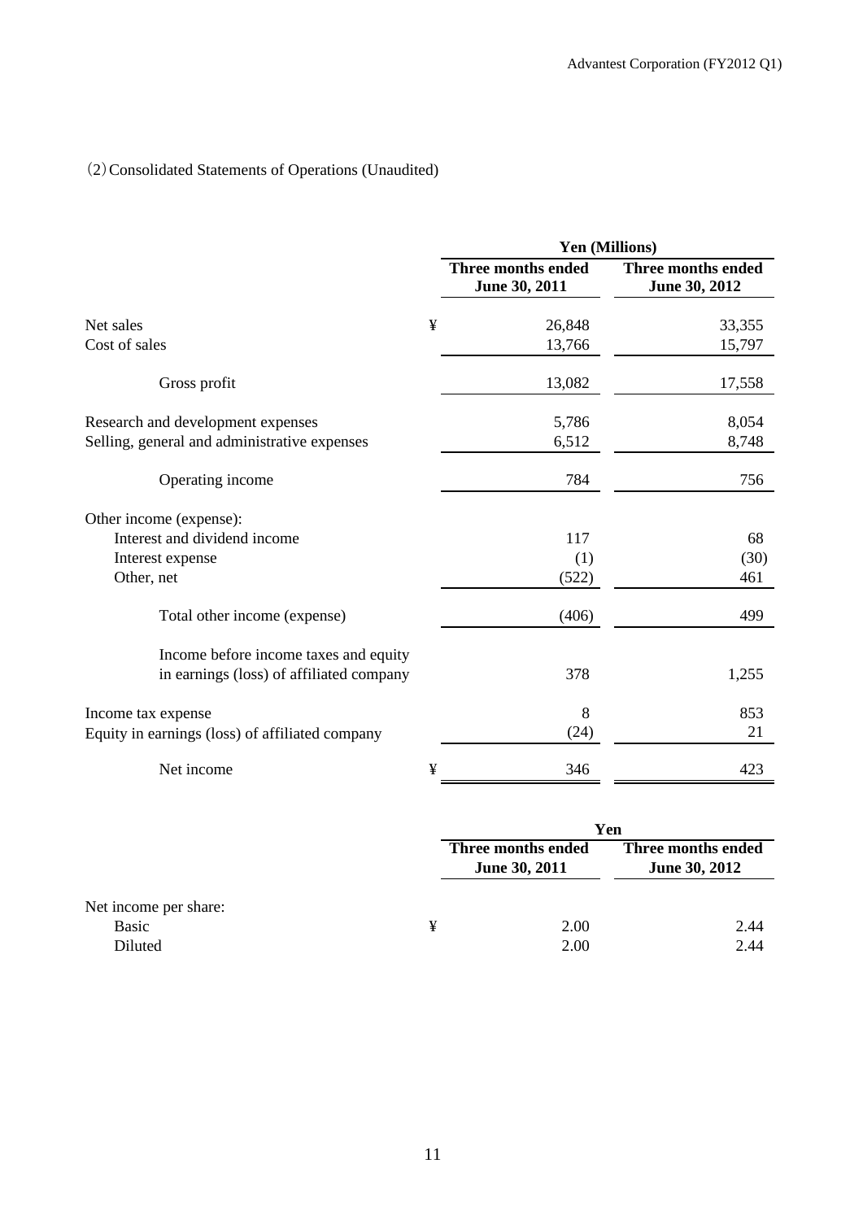(2) Consolidated Statements of Operations (Unaudited)

| | | Yen (Millions) | |
|---|---|---|---|
| | | Three months ended June 30, 2011 | Three months ended June 30, 2012 |
| Net sales | ¥ | 26,848 | 33,355 |
| Cost of sales | | 13,766 | 15,797 |
| Gross profit | | 13,082 | 17,558 |
| Research and development expenses | | 5,786 | 8,054 |
| Selling, general and administrative expenses | | 6,512 | 8,748 |
| Operating income | | 784 | 756 |
| Other income (expense): | | | |
| Interest and dividend income | | 117 | 68 |
| Interest expense | | (1) | (30) |
| Other, net | | (522) | 461 |
| Total other income (expense) | | (406) | 499 |
| Income before income taxes and equity in earnings (loss) of affiliated company | | 378 | 1,255 |
| Income tax expense | | 8 | 853 |
| Equity in earnings (loss) of affiliated company | | (24) | 21 |
| Net income | ¥ | 346 | 423 |

| | | Yen | |
|---|---|---|---|
| | | Three months ended June 30, 2011 | Three months ended June 30, 2012 |
| Net income per share: | | | |
| Basic | ¥ | 2.00 | 2.44 |
| Diluted | | 2.00 | 2.44 |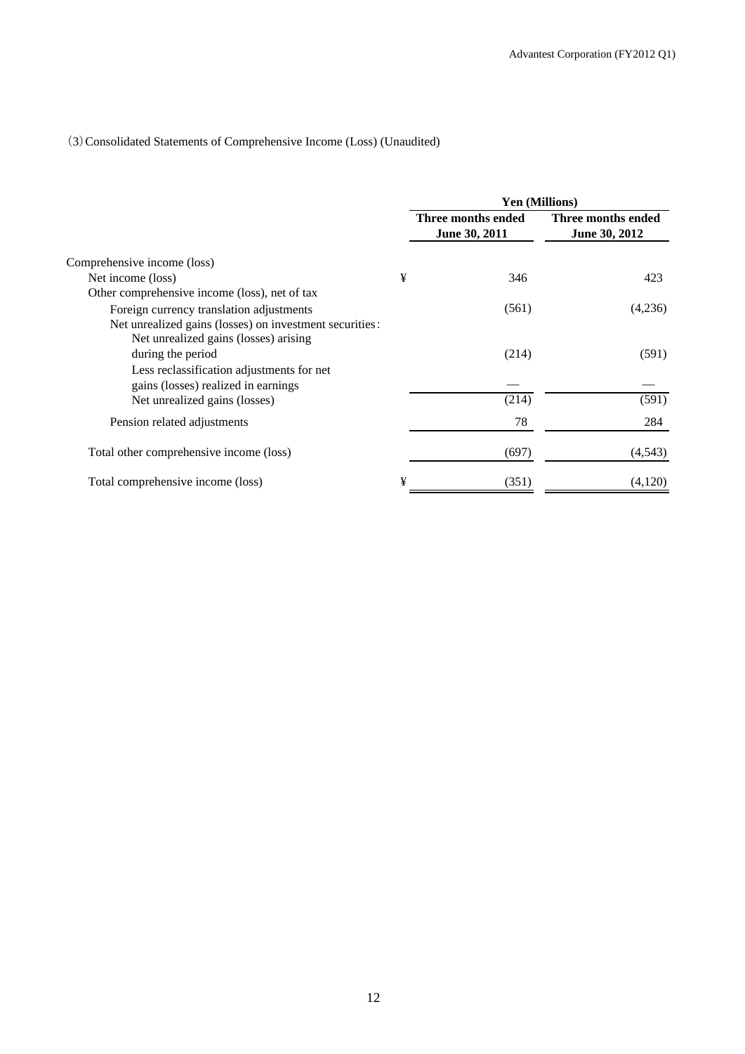## (3) Consolidated Statements of Comprehensive Income (Loss) (Unaudited)

| | Yen (Millions) | |
|---|---|---|
| | Three months ended June 30, 2011 | Three months ended June 30, 2012 |
| Comprehensive income (loss) | | |
| Net income (loss) | ¥ 346 | 423 |
| Other comprehensive income (loss), net of tax | | |
| Foreign currency translation adjustments | (561) | (4,236) |
| Net unrealized gains (losses) on investment securities: | | |
| Net unrealized gains (losses) arising during the period | (214) | (591) |
| Less reclassification adjustments for net gains (losses) realized in earnings | — | — |
| Net unrealized gains (losses) | (214) | (591) |
| Pension related adjustments | 78 | 284 |
| Total other comprehensive income (loss) | (697) | (4,543) |
| Total comprehensive income (loss) | ¥ (351) | (4,120) |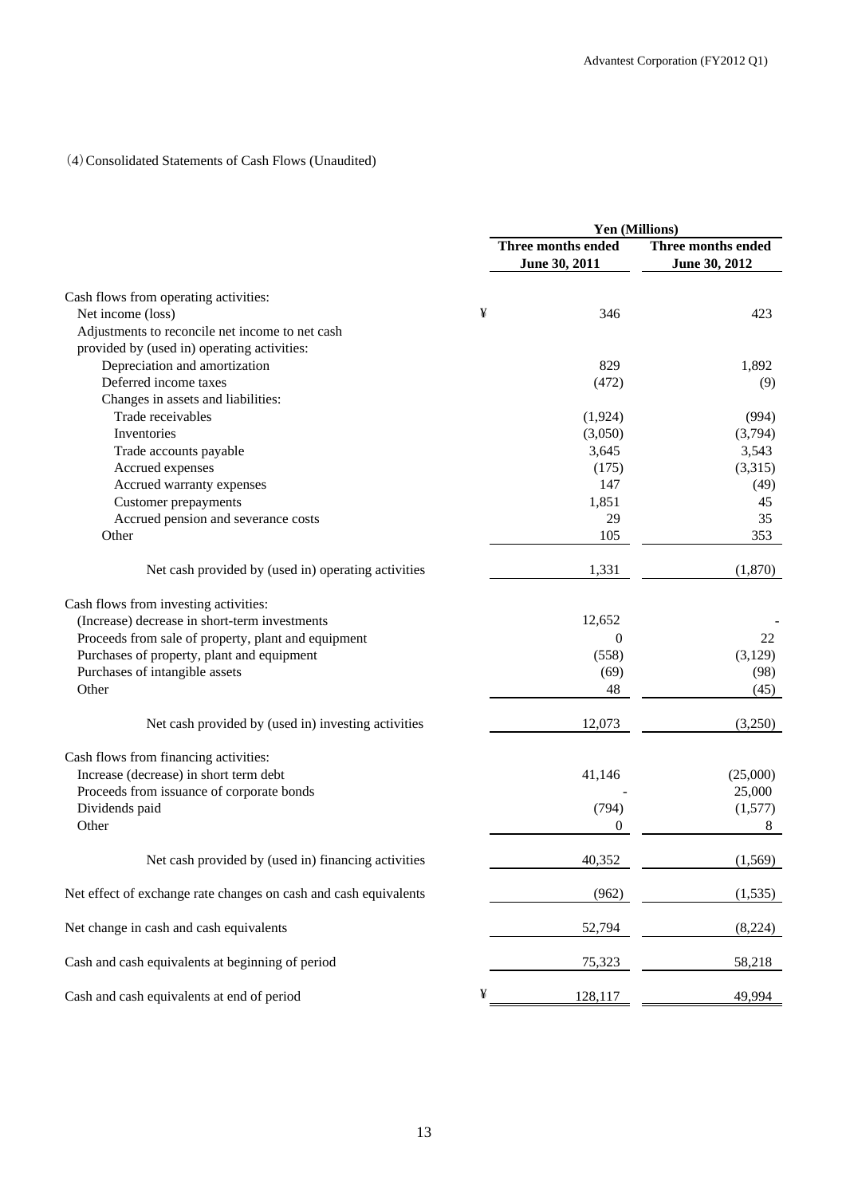（4）Consolidated Statements of Cash Flows (Unaudited)

| | Yen (Millions) | |
|---|---|---|
| | Three months ended June 30, 2011 | Three months ended June 30, 2012 |
| Cash flows from operating activities: | | |
| Net income (loss) | ¥ 346 | 423 |
| Adjustments to reconcile net income to net cash provided by (used in) operating activities: | | |
| Depreciation and amortization | 829 | 1,892 |
| Deferred income taxes | (472) | (9) |
| Changes in assets and liabilities: | | |
| Trade receivables | (1,924) | (994) |
| Inventories | (3,050) | (3,794) |
| Trade accounts payable | 3,645 | 3,543 |
| Accrued expenses | (175) | (3,315) |
| Accrued warranty expenses | 147 | (49) |
| Customer prepayments | 1,851 | 45 |
| Accrued pension and severance costs | 29 | 35 |
| Other | 105 | 353 |
| Net cash provided by (used in) operating activities | 1,331 | (1,870) |
| Cash flows from investing activities: | | |
| (Increase) decrease in short-term investments | 12,652 | - |
| Proceeds from sale of property, plant and equipment | 0 | 22 |
| Purchases of property, plant and equipment | (558) | (3,129) |
| Purchases of intangible assets | (69) | (98) |
| Other | 48 | (45) |
| Net cash provided by (used in) investing activities | 12,073 | (3,250) |
| Cash flows from financing activities: | | |
| Increase (decrease) in short term debt | 41,146 | (25,000) |
| Proceeds from issuance of corporate bonds | - | 25,000 |
| Dividends paid | (794) | (1,577) |
| Other | 0 | 8 |
| Net cash provided by (used in) financing activities | 40,352 | (1,569) |
| Net effect of exchange rate changes on cash and cash equivalents | (962) | (1,535) |
| Net change in cash and cash equivalents | 52,794 | (8,224) |
| Cash and cash equivalents at beginning of period | 75,323 | 58,218 |
| Cash and cash equivalents at end of period | ¥ 128,117 | 49,994 |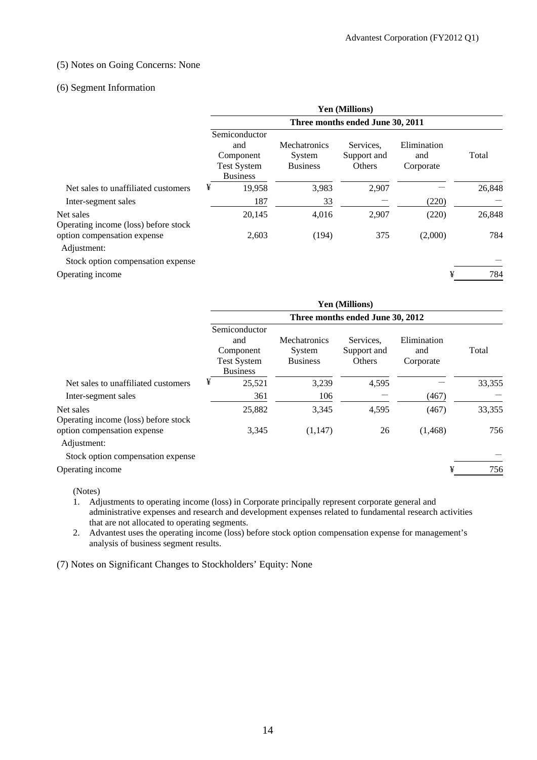(5) Notes on Going Concerns: None

(6) Segment Information

| | Yen (Millions) | | | | |
|---|---|---|---|---|---|
| | Three months ended June 30, 2011 | | | | |
| | Semiconductor and Component Test System Business | Mechatronics System Business | Services, Support and Others | Elimination and Corporate | Total |
| Net sales to unaffiliated customers | ¥ 19,958 | 3,983 | 2,907 | — | 26,848 |
| Inter-segment sales | 187 | 33 | — | (220) | — |
| Net sales | 20,145 | 4,016 | 2,907 | (220) | 26,848 |
| Operating income (loss) before stock option compensation expense | 2,603 | (194) | 375 | (2,000) | 784 |
| Adjustment: | | | | | |
| Stock option compensation expense | | | | | — |
| Operating income | | | | | ¥ 784 |

| | Yen (Millions) | | | | |
|---|---|---|---|---|---|
| | Three months ended June 30, 2012 | | | | |
| | Semiconductor and Component Test System Business | Mechatronics System Business | Services, Support and Others | Elimination and Corporate | Total |
| Net sales to unaffiliated customers | ¥ 25,521 | 3,239 | 4,595 | — | 33,355 |
| Inter-segment sales | 361 | 106 | — | (467) | — |
| Net sales | 25,882 | 3,345 | 4,595 | (467) | 33,355 |
| Operating income (loss) before stock option compensation expense | 3,345 | (1,147) | 26 | (1,468) | 756 |
| Adjustment: | | | | | |
| Stock option compensation expense | | | | | — |
| Operating income | | | | | ¥ 756 |

(Notes)

1. Adjustments to operating income (loss) in Corporate principally represent corporate general and administrative expenses and research and development expenses related to fundamental research activities that are not allocated to operating segments.
2. Advantest uses the operating income (loss) before stock option compensation expense for management's analysis of business segment results.

(7) Notes on Significant Changes to Stockholders' Equity: None